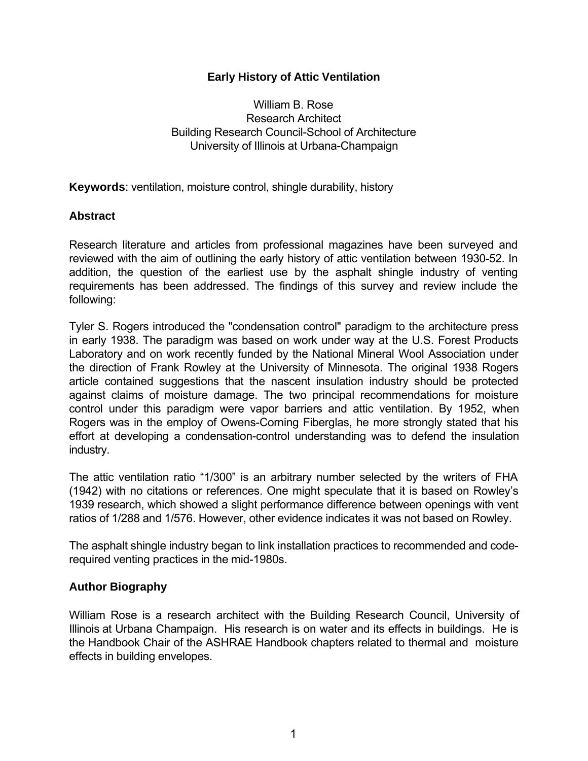# Early History of Attic Ventilation

William B. Rose
Research Architect
Building Research Council-School of Architecture
University of Illinois at Urbana-Champaign

**Keywords**: ventilation, moisture control, shingle durability, history

## Abstract

Research literature and articles from professional magazines have been surveyed and reviewed with the aim of outlining the early history of attic ventilation between 1930-52. In addition, the question of the earliest use by the asphalt shingle industry of venting requirements has been addressed. The findings of this survey and review include the following:

Tyler S. Rogers introduced the "condensation control" paradigm to the architecture press in early 1938. The paradigm was based on work under way at the U.S. Forest Products Laboratory and on work recently funded by the National Mineral Wool Association under the direction of Frank Rowley at the University of Minnesota. The original 1938 Rogers article contained suggestions that the nascent insulation industry should be protected against claims of moisture damage. The two principal recommendations for moisture control under this paradigm were vapor barriers and attic ventilation. By 1952, when Rogers was in the employ of Owens-Corning Fiberglas, he more strongly stated that his effort at developing a condensation-control understanding was to defend the insulation industry.

The attic ventilation ratio "1/300" is an arbitrary number selected by the writers of FHA (1942) with no citations or references. One might speculate that it is based on Rowley's 1939 research, which showed a slight performance difference between openings with vent ratios of 1/288 and 1/576. However, other evidence indicates it was not based on Rowley.

The asphalt shingle industry began to link installation practices to recommended and code-required venting practices in the mid-1980s.

## Author Biography

William Rose is a research architect with the Building Research Council, University of Illinois at Urbana Champaign. His research is on water and its effects in buildings. He is the Handbook Chair of the ASHRAE Handbook chapters related to thermal and moisture effects in building envelopes.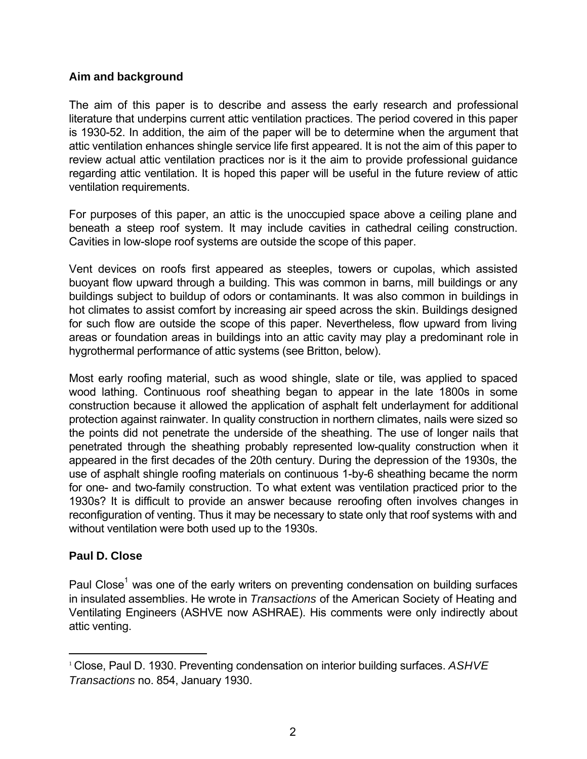## Aim and background

The aim of this paper is to describe and assess the early research and professional literature that underpins current attic ventilation practices. The period covered in this paper is 1930-52. In addition, the aim of the paper will be to determine when the argument that attic ventilation enhances shingle service life first appeared. It is not the aim of this paper to review actual attic ventilation practices nor is it the aim to provide professional guidance regarding attic ventilation. It is hoped this paper will be useful in the future review of attic ventilation requirements.

For purposes of this paper, an attic is the unoccupied space above a ceiling plane and beneath a steep roof system. It may include cavities in cathedral ceiling construction. Cavities in low-slope roof systems are outside the scope of this paper.

Vent devices on roofs first appeared as steeples, towers or cupolas, which assisted buoyant flow upward through a building. This was common in barns, mill buildings or any buildings subject to buildup of odors or contaminants. It was also common in buildings in hot climates to assist comfort by increasing air speed across the skin. Buildings designed for such flow are outside the scope of this paper. Nevertheless, flow upward from living areas or foundation areas in buildings into an attic cavity may play a predominant role in hygrothermal performance of attic systems (see Britton, below).

Most early roofing material, such as wood shingle, slate or tile, was applied to spaced wood lathing. Continuous roof sheathing began to appear in the late 1800s in some construction because it allowed the application of asphalt felt underlayment for additional protection against rainwater. In quality construction in northern climates, nails were sized so the points did not penetrate the underside of the sheathing. The use of longer nails that penetrated through the sheathing probably represented low-quality construction when it appeared in the first decades of the 20th century. During the depression of the 1930s, the use of asphalt shingle roofing materials on continuous 1-by-6 sheathing became the norm for one- and two-family construction. To what extent was ventilation practiced prior to the 1930s? It is difficult to provide an answer because reroofing often involves changes in reconfiguration of venting. Thus it may be necessary to state only that roof systems with and without ventilation were both used up to the 1930s.

## Paul D. Close

Paul Close[1] was one of the early writers on preventing condensation on building surfaces in insulated assemblies. He wrote in *Transactions* of the American Society of Heating and Ventilating Engineers (ASHVE now ASHRAE). His comments were only indirectly about attic venting.

---

[1] Close, Paul D. 1930. Preventing condensation on interior building surfaces. *ASHVE Transactions* no. 854, January 1930.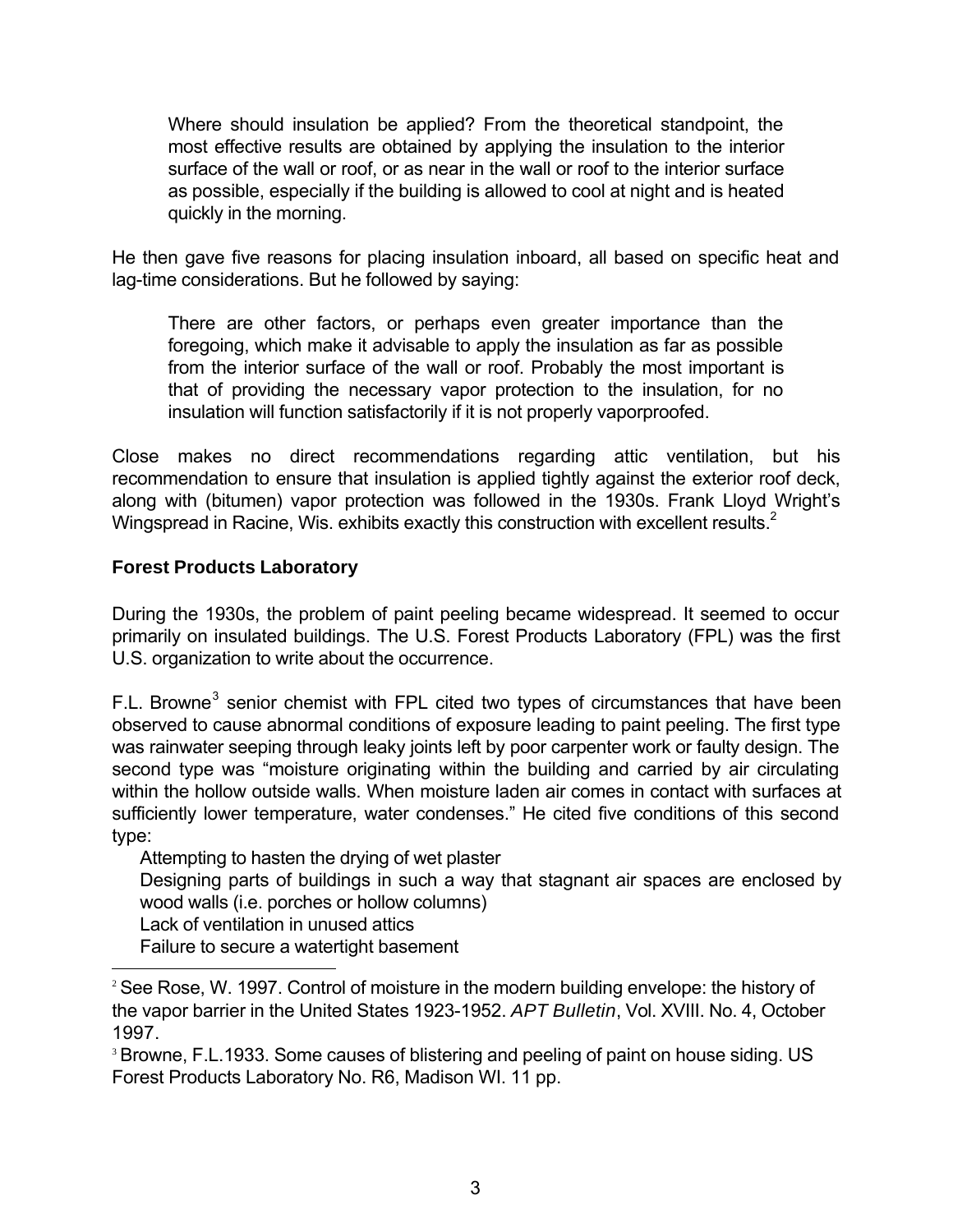> Where should insulation be applied? From the theoretical standpoint, the most effective results are obtained by applying the insulation to the interior surface of the wall or roof, or as near in the wall or roof to the interior surface as possible, especially if the building is allowed to cool at night and is heated quickly in the morning.

He then gave five reasons for placing insulation inboard, all based on specific heat and lag-time considerations. But he followed by saying:

> There are other factors, or perhaps even greater importance than the foregoing, which make it advisable to apply the insulation as far as possible from the interior surface of the wall or roof. Probably the most important is that of providing the necessary vapor protection to the insulation, for no insulation will function satisfactorily if it is not properly vaporproofed.

Close makes no direct recommendations regarding attic ventilation, but his recommendation to ensure that insulation is applied tightly against the exterior roof deck, along with (bitumen) vapor protection was followed in the 1930s. Frank Lloyd Wright's Wingspread in Racine, Wis. exhibits exactly this construction with excellent results.[2]

### Forest Products Laboratory

During the 1930s, the problem of paint peeling became widespread. It seemed to occur primarily on insulated buildings. The U.S. Forest Products Laboratory (FPL) was the first U.S. organization to write about the occurrence.

F.L. Browne[3] senior chemist with FPL cited two types of circumstances that have been observed to cause abnormal conditions of exposure leading to paint peeling. The first type was rainwater seeping through leaky joints left by poor carpenter work or faulty design. The second type was "moisture originating within the building and carried by air circulating within the hollow outside walls. When moisture laden air comes in contact with surfaces at sufficiently lower temperature, water condenses." He cited five conditions of this second type:

- Attempting to hasten the drying of wet plaster
- Designing parts of buildings in such a way that stagnant air spaces are enclosed by wood walls (i.e. porches or hollow columns)
- Lack of ventilation in unused attics
- Failure to secure a watertight basement

[2] See Rose, W. 1997. Control of moisture in the modern building envelope: the history of the vapor barrier in the United States 1923-1952. *APT Bulletin*, Vol. XVIII. No. 4, October 1997.

[3] Browne, F.L.1933. Some causes of blistering and peeling of paint on house siding. US Forest Products Laboratory No. R6, Madison WI. 11 pp.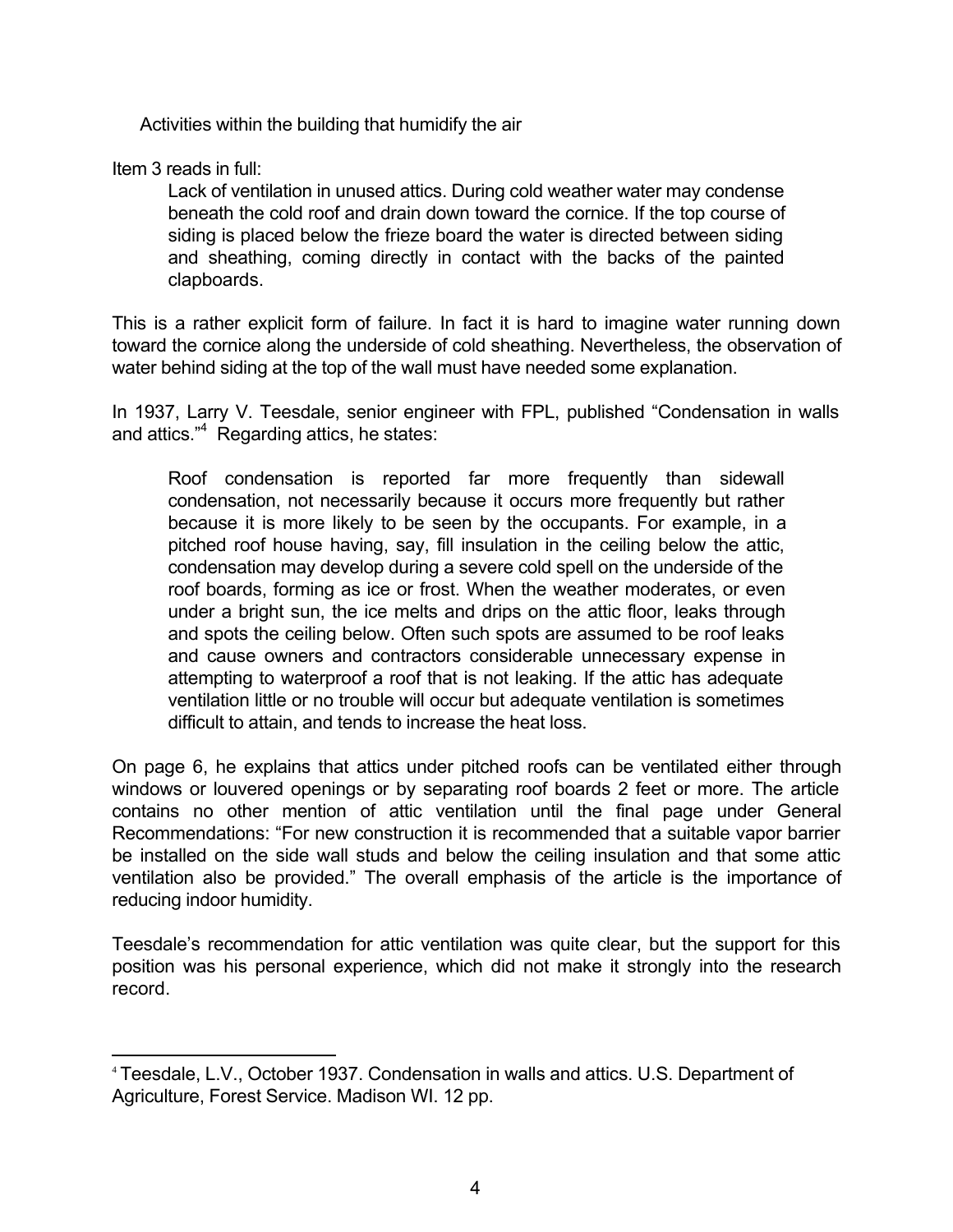Activities within the building that humidify the air

Item 3 reads in full:

> Lack of ventilation in unused attics. During cold weather water may condense beneath the cold roof and drain down toward the cornice. If the top course of siding is placed below the frieze board the water is directed between siding and sheathing, coming directly in contact with the backs of the painted clapboards.

This is a rather explicit form of failure. In fact it is hard to imagine water running down toward the cornice along the underside of cold sheathing. Nevertheless, the observation of water behind siding at the top of the wall must have needed some explanation.

In 1937, Larry V. Teesdale, senior engineer with FPL, published "Condensation in walls and attics."[4] Regarding attics, he states:

> Roof condensation is reported far more frequently than sidewall condensation, not necessarily because it occurs more frequently but rather because it is more likely to be seen by the occupants. For example, in a pitched roof house having, say, fill insulation in the ceiling below the attic, condensation may develop during a severe cold spell on the underside of the roof boards, forming as ice or frost. When the weather moderates, or even under a bright sun, the ice melts and drips on the attic floor, leaks through and spots the ceiling below. Often such spots are assumed to be roof leaks and cause owners and contractors considerable unnecessary expense in attempting to waterproof a roof that is not leaking. If the attic has adequate ventilation little or no trouble will occur but adequate ventilation is sometimes difficult to attain, and tends to increase the heat loss.

On page 6, he explains that attics under pitched roofs can be ventilated either through windows or louvered openings or by separating roof boards 2 feet or more. The article contains no other mention of attic ventilation until the final page under General Recommendations: "For new construction it is recommended that a suitable vapor barrier be installed on the side wall studs and below the ceiling insulation and that some attic ventilation also be provided." The overall emphasis of the article is the importance of reducing indoor humidity.

Teesdale's recommendation for attic ventilation was quite clear, but the support for this position was his personal experience, which did not make it strongly into the research record.

---

[4] Teesdale, L.V., October 1937. Condensation in walls and attics. U.S. Department of Agriculture, Forest Service. Madison WI. 12 pp.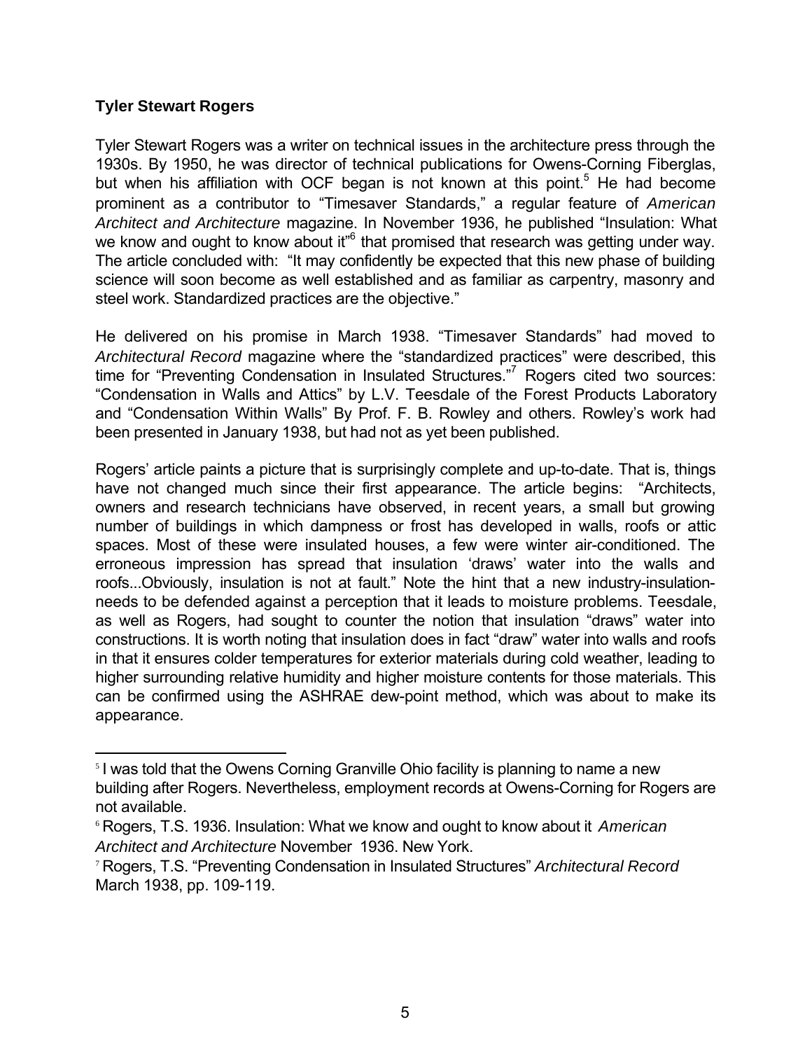**Tyler Stewart Rogers**

Tyler Stewart Rogers was a writer on technical issues in the architecture press through the 1930s. By 1950, he was director of technical publications for Owens-Corning Fiberglas, but when his affiliation with OCF began is not known at this point.[5] He had become prominent as a contributor to "Timesaver Standards," a regular feature of *American Architect and Architecture* magazine. In November 1936, he published "Insulation: What we know and ought to know about it"[6] that promised that research was getting under way. The article concluded with: "It may confidently be expected that this new phase of building science will soon become as well established and as familiar as carpentry, masonry and steel work. Standardized practices are the objective."

He delivered on his promise in March 1938. "Timesaver Standards" had moved to *Architectural Record* magazine where the "standardized practices" were described, this time for "Preventing Condensation in Insulated Structures."[7] Rogers cited two sources: "Condensation in Walls and Attics" by L.V. Teesdale of the Forest Products Laboratory and "Condensation Within Walls" By Prof. F. B. Rowley and others. Rowley's work had been presented in January 1938, but had not as yet been published.

Rogers' article paints a picture that is surprisingly complete and up-to-date. That is, things have not changed much since their first appearance. The article begins: "Architects, owners and research technicians have observed, in recent years, a small but growing number of buildings in which dampness or frost has developed in walls, roofs or attic spaces. Most of these were insulated houses, a few were winter air-conditioned. The erroneous impression has spread that insulation 'draws' water into the walls and roofs...Obviously, insulation is not at fault." Note the hint that a new industry-insulation-needs to be defended against a perception that it leads to moisture problems. Teesdale, as well as Rogers, had sought to counter the notion that insulation "draws" water into constructions. It is worth noting that insulation does in fact "draw" water into walls and roofs in that it ensures colder temperatures for exterior materials during cold weather, leading to higher surrounding relative humidity and higher moisture contents for those materials. This can be confirmed using the ASHRAE dew-point method, which was about to make its appearance.

---

[5] I was told that the Owens Corning Granville Ohio facility is planning to name a new building after Rogers. Nevertheless, employment records at Owens-Corning for Rogers are not available.

[6] Rogers, T.S. 1936. Insulation: What we know and ought to know about it *American Architect and Architecture* November 1936. New York.

[7] Rogers, T.S. "Preventing Condensation in Insulated Structures" *Architectural Record* March 1938, pp. 109-119.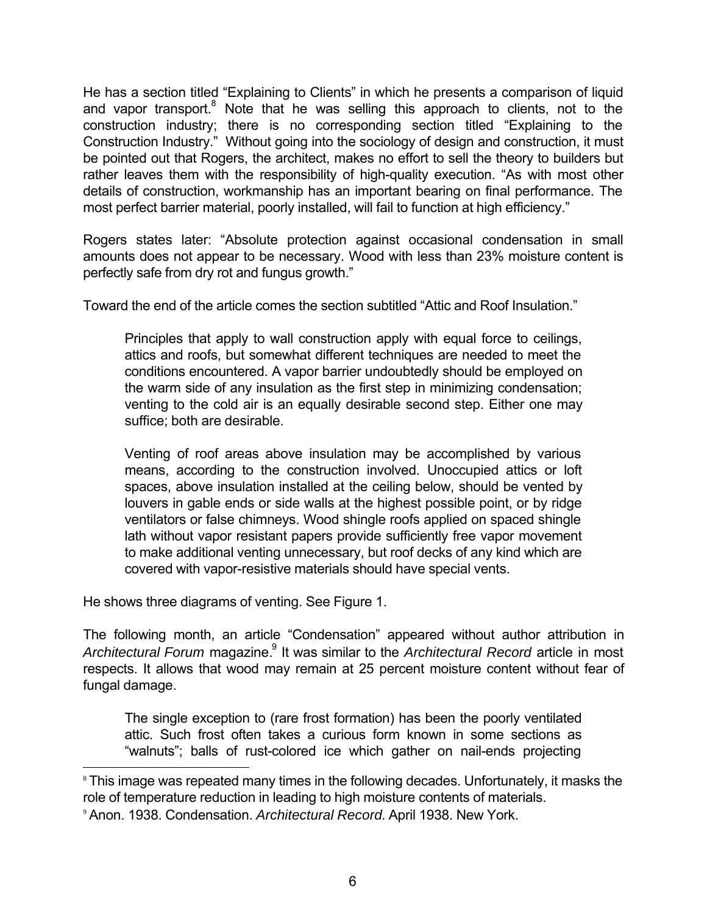He has a section titled "Explaining to Clients" in which he presents a comparison of liquid and vapor transport.[8] Note that he was selling this approach to clients, not to the construction industry; there is no corresponding section titled "Explaining to the Construction Industry." Without going into the sociology of design and construction, it must be pointed out that Rogers, the architect, makes no effort to sell the theory to builders but rather leaves them with the responsibility of high-quality execution. "As with most other details of construction, workmanship has an important bearing on final performance. The most perfect barrier material, poorly installed, will fail to function at high efficiency."

Rogers states later: "Absolute protection against occasional condensation in small amounts does not appear to be necessary. Wood with less than 23% moisture content is perfectly safe from dry rot and fungus growth."

Toward the end of the article comes the section subtitled "Attic and Roof Insulation."

> Principles that apply to wall construction apply with equal force to ceilings, attics and roofs, but somewhat different techniques are needed to meet the conditions encountered. A vapor barrier undoubtedly should be employed on the warm side of any insulation as the first step in minimizing condensation; venting to the cold air is an equally desirable second step. Either one may suffice; both are desirable.
>
> Venting of roof areas above insulation may be accomplished by various means, according to the construction involved. Unoccupied attics or loft spaces, above insulation installed at the ceiling below, should be vented by louvers in gable ends or side walls at the highest possible point, or by ridge ventilators or false chimneys. Wood shingle roofs applied on spaced shingle lath without vapor resistant papers provide sufficiently free vapor movement to make additional venting unnecessary, but roof decks of any kind which are covered with vapor-resistive materials should have special vents.

He shows three diagrams of venting. See Figure 1.

The following month, an article "Condensation" appeared without author attribution in *Architectural Forum* magazine.[9] It was similar to the *Architectural Record* article in most respects. It allows that wood may remain at 25 percent moisture content without fear of fungal damage.

> The single exception to (rare frost formation) has been the poorly ventilated attic. Such frost often takes a curious form known in some sections as "walnuts"; balls of rust-colored ice which gather on nail-ends projecting

---

[8] This image was repeated many times in the following decades. Unfortunately, it masks the role of temperature reduction in leading to high moisture contents of materials.

[9] Anon. 1938. Condensation. *Architectural Record.* April 1938. New York.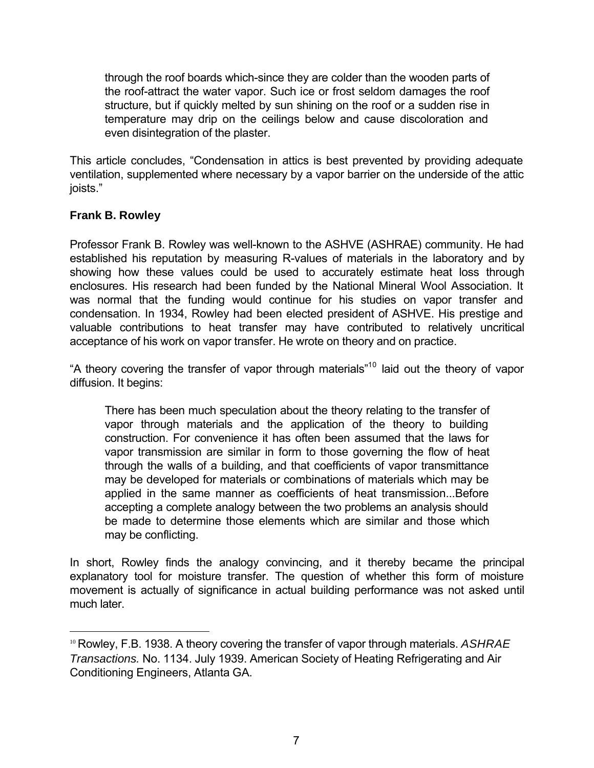> through the roof boards which-since they are colder than the wooden parts of the roof-attract the water vapor. Such ice or frost seldom damages the roof structure, but if quickly melted by sun shining on the roof or a sudden rise in temperature may drip on the ceilings below and cause discoloration and even disintegration of the plaster.

This article concludes, "Condensation in attics is best prevented by providing adequate ventilation, supplemented where necessary by a vapor barrier on the underside of the attic joists."

### Frank B. Rowley

Professor Frank B. Rowley was well-known to the ASHVE (ASHRAE) community. He had established his reputation by measuring R-values of materials in the laboratory and by showing how these values could be used to accurately estimate heat loss through enclosures. His research had been funded by the National Mineral Wool Association. It was normal that the funding would continue for his studies on vapor transfer and condensation. In 1934, Rowley had been elected president of ASHVE. His prestige and valuable contributions to heat transfer may have contributed to relatively uncritical acceptance of his work on vapor transfer. He wrote on theory and on practice.

"A theory covering the transfer of vapor through materials"[10] laid out the theory of vapor diffusion. It begins:

> There has been much speculation about the theory relating to the transfer of vapor through materials and the application of the theory to building construction. For convenience it has often been assumed that the laws for vapor transmission are similar in form to those governing the flow of heat through the walls of a building, and that coefficients of vapor transmittance may be developed for materials or combinations of materials which may be applied in the same manner as coefficients of heat transmission...Before accepting a complete analogy between the two problems an analysis should be made to determine those elements which are similar and those which may be conflicting.

In short, Rowley finds the analogy convincing, and it thereby became the principal explanatory tool for moisture transfer. The question of whether this form of moisture movement is actually of significance in actual building performance was not asked until much later.

---

[10] Rowley, F.B. 1938. A theory covering the transfer of vapor through materials. *ASHRAE Transactions.* No. 1134. July 1939. American Society of Heating Refrigerating and Air Conditioning Engineers, Atlanta GA.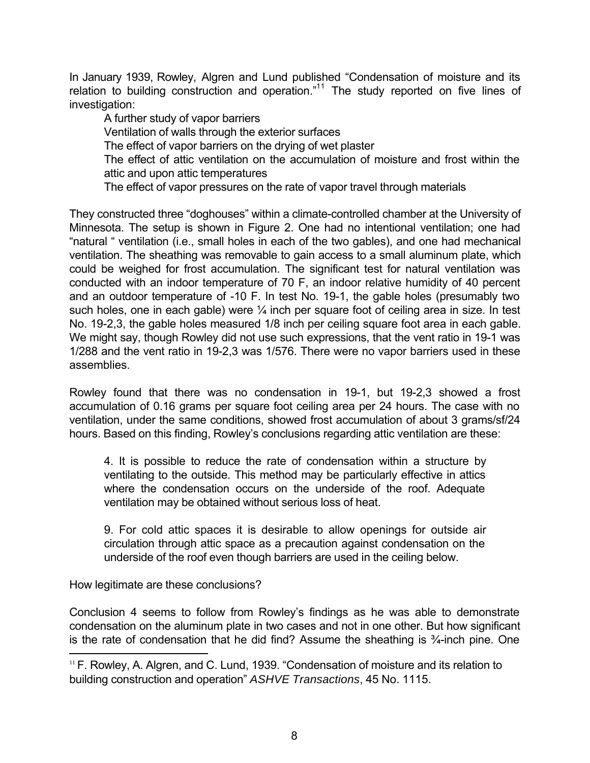In January 1939, Rowley, Algren and Lund published "Condensation of moisture and its relation to building construction and operation."[11] The study reported on five lines of investigation:

A further study of vapor barriers
Ventilation of walls through the exterior surfaces
The effect of vapor barriers on the drying of wet plaster
The effect of attic ventilation on the accumulation of moisture and frost within the attic and upon attic temperatures
The effect of vapor pressures on the rate of vapor travel through materials

They constructed three "doghouses" within a climate-controlled chamber at the University of Minnesota. The setup is shown in Figure 2. One had no intentional ventilation; one had "natural " ventilation (i.e., small holes in each of the two gables), and one had mechanical ventilation. The sheathing was removable to gain access to a small aluminum plate, which could be weighed for frost accumulation. The significant test for natural ventilation was conducted with an indoor temperature of 70 F, an indoor relative humidity of 40 percent and an outdoor temperature of -10 F. In test No. 19-1, the gable holes (presumably two such holes, one in each gable) were ¼ inch per square foot of ceiling area in size. In test No. 19-2,3, the gable holes measured 1/8 inch per ceiling square foot area in each gable. We might say, though Rowley did not use such expressions, that the vent ratio in 19-1 was 1/288 and the vent ratio in 19-2,3 was 1/576. There were no vapor barriers used in these assemblies.

Rowley found that there was no condensation in 19-1, but 19-2,3 showed a frost accumulation of 0.16 grams per square foot ceiling area per 24 hours. The case with no ventilation, under the same conditions, showed frost accumulation of about 3 grams/sf/24 hours. Based on this finding, Rowley's conclusions regarding attic ventilation are these:

> 4. It is possible to reduce the rate of condensation within a structure by ventilating to the outside. This method may be particularly effective in attics where the condensation occurs on the underside of the roof. Adequate ventilation may be obtained without serious loss of heat.
>
> 9. For cold attic spaces it is desirable to allow openings for outside air circulation through attic space as a precaution against condensation on the underside of the roof even though barriers are used in the ceiling below.

How legitimate are these conclusions?

Conclusion 4 seems to follow from Rowley's findings as he was able to demonstrate condensation on the aluminum plate in two cases and not in one other. But how significant is the rate of condensation that he did find? Assume the sheathing is ¾-inch pine. One

[11] F. Rowley, A. Algren, and C. Lund, 1939. "Condensation of moisture and its relation to building construction and operation" *ASHVE Transactions*, 45 No. 1115.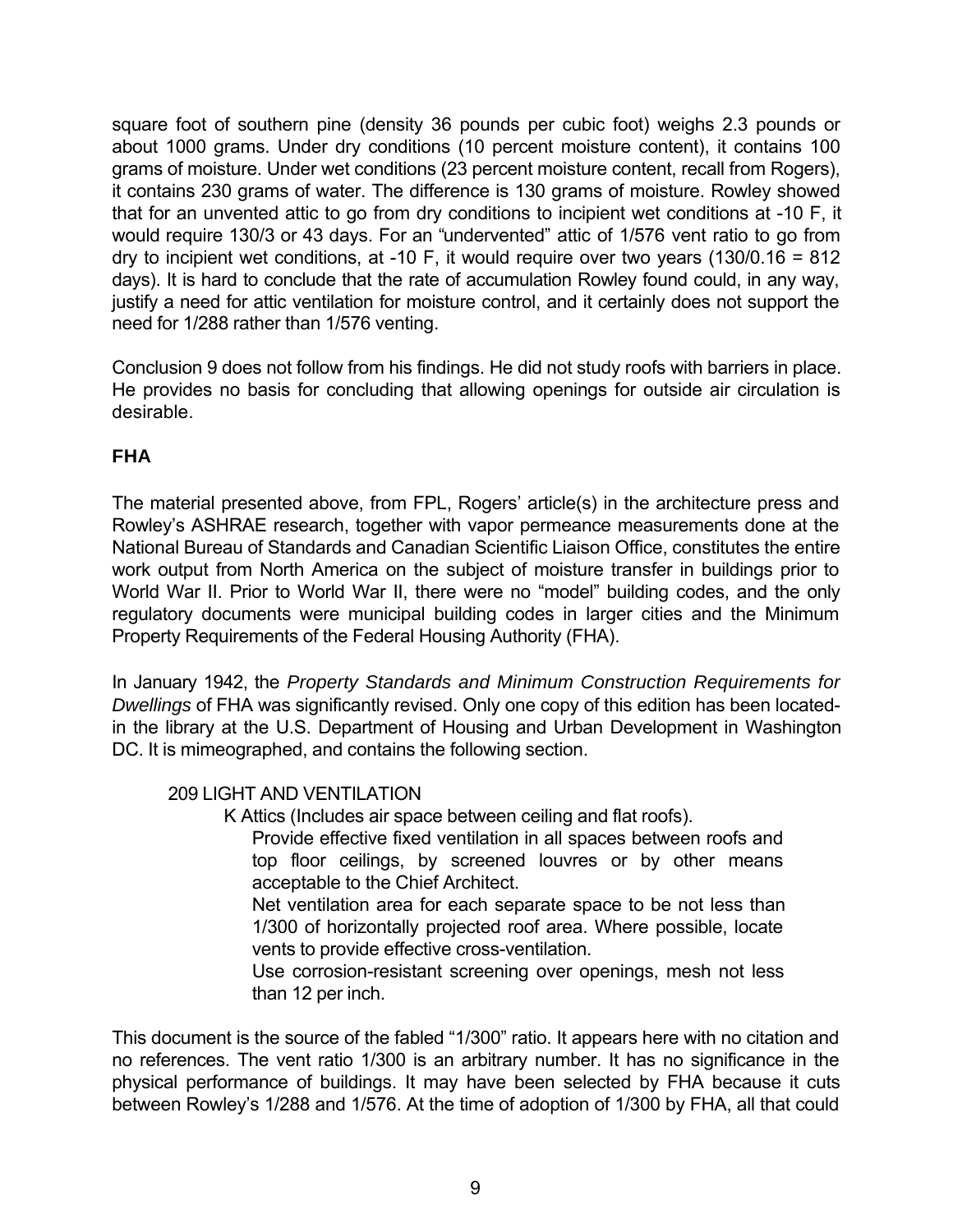square foot of southern pine (density 36 pounds per cubic foot) weighs 2.3 pounds or about 1000 grams. Under dry conditions (10 percent moisture content), it contains 100 grams of moisture. Under wet conditions (23 percent moisture content, recall from Rogers), it contains 230 grams of water. The difference is 130 grams of moisture. Rowley showed that for an unvented attic to go from dry conditions to incipient wet conditions at -10 F, it would require 130/3 or 43 days. For an "undervented" attic of 1/576 vent ratio to go from dry to incipient wet conditions, at -10 F, it would require over two years (130/0.16 = 812 days). It is hard to conclude that the rate of accumulation Rowley found could, in any way, justify a need for attic ventilation for moisture control, and it certainly does not support the need for 1/288 rather than 1/576 venting.

Conclusion 9 does not follow from his findings. He did not study roofs with barriers in place. He provides no basis for concluding that allowing openings for outside air circulation is desirable.

**FHA**

The material presented above, from FPL, Rogers' article(s) in the architecture press and Rowley's ASHRAE research, together with vapor permeance measurements done at the National Bureau of Standards and Canadian Scientific Liaison Office, constitutes the entire work output from North America on the subject of moisture transfer in buildings prior to World War II. Prior to World War II, there were no "model" building codes, and the only regulatory documents were municipal building codes in larger cities and the Minimum Property Requirements of the Federal Housing Authority (FHA).

In January 1942, the *Property Standards and Minimum Construction Requirements for Dwellings* of FHA was significantly revised. Only one copy of this edition has been located-in the library at the U.S. Department of Housing and Urban Development in Washington DC. It is mimeographed, and contains the following section.

> 209 LIGHT AND VENTILATION
>
> K Attics (Includes air space between ceiling and flat roofs).
>
> Provide effective fixed ventilation in all spaces between roofs and top floor ceilings, by screened louvres or by other means acceptable to the Chief Architect.
>
> Net ventilation area for each separate space to be not less than 1/300 of horizontally projected roof area. Where possible, locate vents to provide effective cross-ventilation.
>
> Use corrosion-resistant screening over openings, mesh not less than 12 per inch.

This document is the source of the fabled "1/300" ratio. It appears here with no citation and no references. The vent ratio 1/300 is an arbitrary number. It has no significance in the physical performance of buildings. It may have been selected by FHA because it cuts between Rowley's 1/288 and 1/576. At the time of adoption of 1/300 by FHA, all that could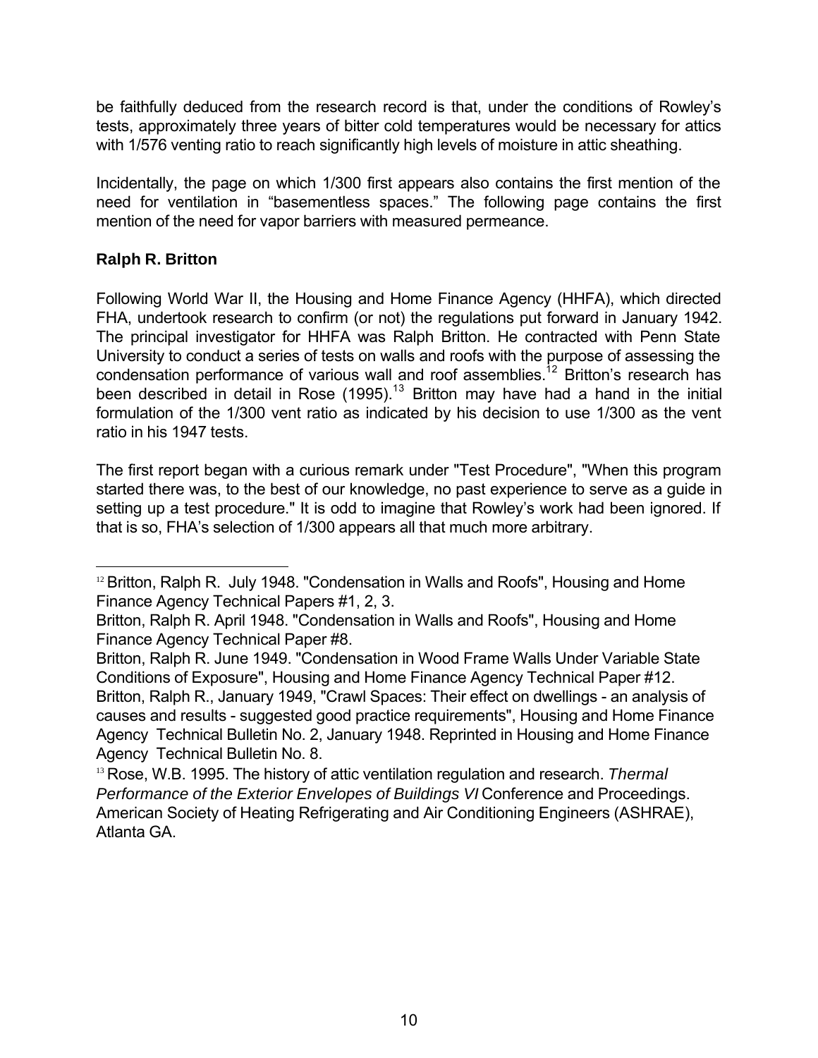be faithfully deduced from the research record is that, under the conditions of Rowley's tests, approximately three years of bitter cold temperatures would be necessary for attics with 1/576 venting ratio to reach significantly high levels of moisture in attic sheathing.

Incidentally, the page on which 1/300 first appears also contains the first mention of the need for ventilation in "basementless spaces." The following page contains the first mention of the need for vapor barriers with measured permeance.

### Ralph R. Britton

Following World War II, the Housing and Home Finance Agency (HHFA), which directed FHA, undertook research to confirm (or not) the regulations put forward in January 1942. The principal investigator for HHFA was Ralph Britton. He contracted with Penn State University to conduct a series of tests on walls and roofs with the purpose of assessing the condensation performance of various wall and roof assemblies.[12] Britton's research has been described in detail in Rose (1995).[13] Britton may have had a hand in the initial formulation of the 1/300 vent ratio as indicated by his decision to use 1/300 as the vent ratio in his 1947 tests.

The first report began with a curious remark under "Test Procedure", "When this program started there was, to the best of our knowledge, no past experience to serve as a guide in setting up a test procedure." It is odd to imagine that Rowley's work had been ignored. If that is so, FHA's selection of 1/300 appears all that much more arbitrary.

---

[12] Britton, Ralph R. July 1948. "Condensation in Walls and Roofs", Housing and Home Finance Agency Technical Papers #1, 2, 3.
Britton, Ralph R. April 1948. "Condensation in Walls and Roofs", Housing and Home Finance Agency Technical Paper #8.
Britton, Ralph R. June 1949. "Condensation in Wood Frame Walls Under Variable State Conditions of Exposure", Housing and Home Finance Agency Technical Paper #12.
Britton, Ralph R., January 1949, "Crawl Spaces: Their effect on dwellings - an analysis of causes and results - suggested good practice requirements", Housing and Home Finance Agency Technical Bulletin No. 2, January 1948. Reprinted in Housing and Home Finance Agency Technical Bulletin No. 8.

[13] Rose, W.B. 1995. The history of attic ventilation regulation and research. *Thermal Performance of the Exterior Envelopes of Buildings VI* Conference and Proceedings. American Society of Heating Refrigerating and Air Conditioning Engineers (ASHRAE), Atlanta GA.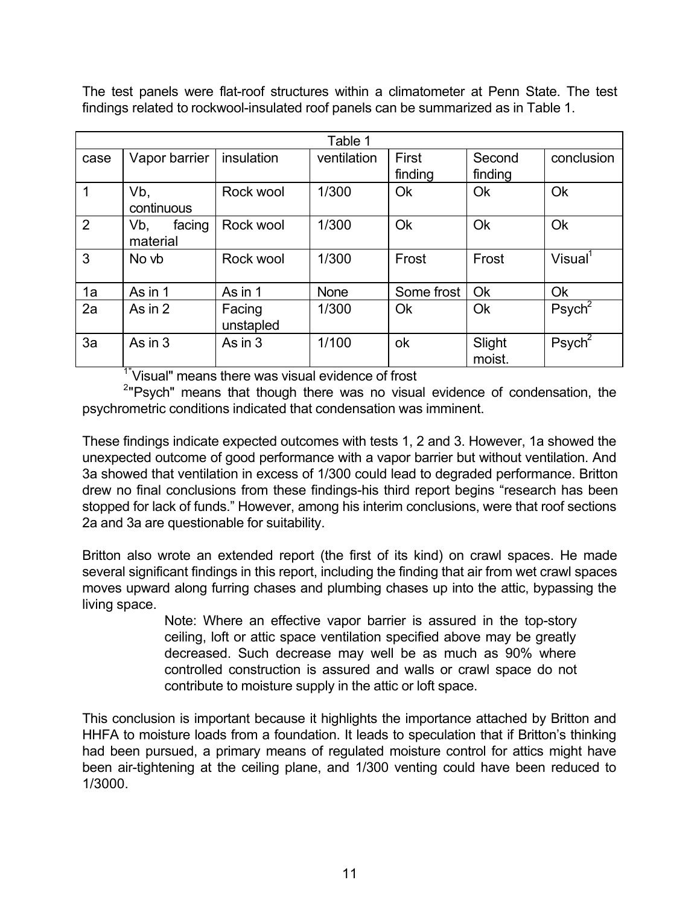The test panels were flat-roof structures within a climatometer at Penn State. The test findings related to rockwool-insulated roof panels can be summarized as in Table 1.

| Table 1 | | | | | | |
|---|---|---|---|---|---|---|
| case | Vapor barrier | insulation | ventilation | First finding | Second finding | conclusion |
| 1 | Vb, continuous | Rock wool | 1/300 | Ok | Ok | Ok |
| 2 | Vb, facing material | Rock wool | 1/300 | Ok | Ok | Ok |
| 3 | No vb | Rock wool | 1/300 | Frost | Frost | Visual[1] |
| 1a | As in 1 | As in 1 | None | Some frost | Ok | Ok |
| 2a | As in 2 | Facing unstapled | 1/300 | Ok | Ok | Psych[2] |
| 3a | As in 3 | As in 3 | 1/100 | ok | Slight moist. | Psych[2] |

[1] "Visual" means there was visual evidence of frost

[2] "Psych" means that though there was no visual evidence of condensation, the psychrometric conditions indicated that condensation was imminent.

These findings indicate expected outcomes with tests 1, 2 and 3. However, 1a showed the unexpected outcome of good performance with a vapor barrier but without ventilation. And 3a showed that ventilation in excess of 1/300 could lead to degraded performance. Britton drew no final conclusions from these findings-his third report begins "research has been stopped for lack of funds." However, among his interim conclusions, were that roof sections 2a and 3a are questionable for suitability.

Britton also wrote an extended report (the first of its kind) on crawl spaces. He made several significant findings in this report, including the finding that air from wet crawl spaces moves upward along furring chases and plumbing chases up into the attic, bypassing the living space.

> Note: Where an effective vapor barrier is assured in the top-story ceiling, loft or attic space ventilation specified above may be greatly decreased. Such decrease may well be as much as 90% where controlled construction is assured and walls or crawl space do not contribute to moisture supply in the attic or loft space.

This conclusion is important because it highlights the importance attached by Britton and HHFA to moisture loads from a foundation. It leads to speculation that if Britton's thinking had been pursued, a primary means of regulated moisture control for attics might have been air-tightening at the ceiling plane, and 1/300 venting could have been reduced to 1/3000.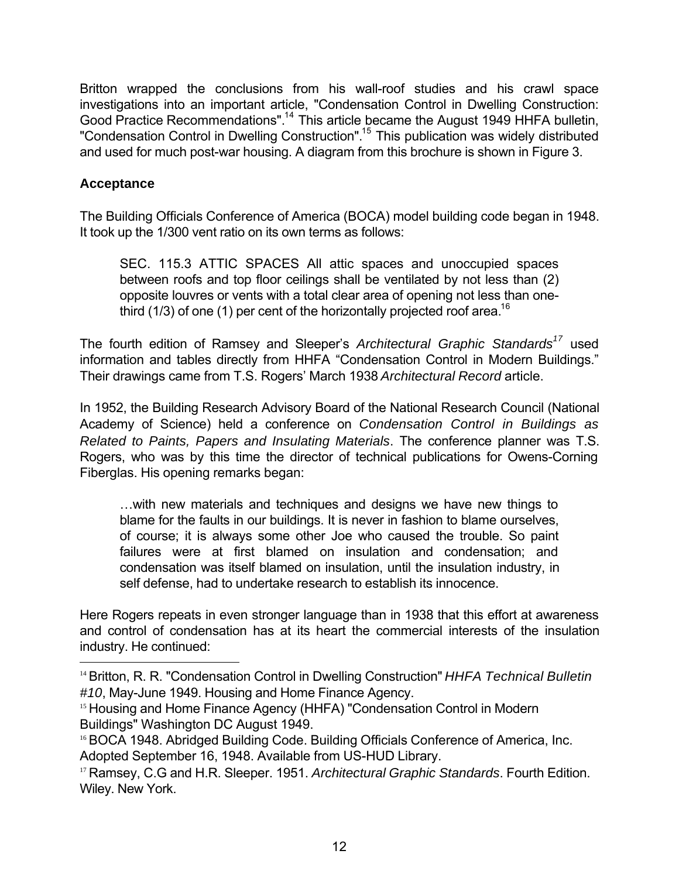Britton wrapped the conclusions from his wall-roof studies and his crawl space investigations into an important article, "Condensation Control in Dwelling Construction: Good Practice Recommendations".[14] This article became the August 1949 HHFA bulletin, "Condensation Control in Dwelling Construction".[15] This publication was widely distributed and used for much post-war housing. A diagram from this brochure is shown in Figure 3.

## Acceptance

The Building Officials Conference of America (BOCA) model building code began in 1948. It took up the 1/300 vent ratio on its own terms as follows:

> SEC. 115.3 ATTIC SPACES All attic spaces and unoccupied spaces between roofs and top floor ceilings shall be ventilated by not less than (2) opposite louvres or vents with a total clear area of opening not less than one-third (1/3) of one (1) per cent of the horizontally projected roof area.[16]

The fourth edition of Ramsey and Sleeper's *Architectural Graphic Standards*[17] used information and tables directly from HHFA "Condensation Control in Modern Buildings." Their drawings came from T.S. Rogers' March 1938 *Architectural Record* article.

In 1952, the Building Research Advisory Board of the National Research Council (National Academy of Science) held a conference on *Condensation Control in Buildings as Related to Paints, Papers and Insulating Materials*. The conference planner was T.S. Rogers, who was by this time the director of technical publications for Owens-Corning Fiberglas. His opening remarks began:

> …with new materials and techniques and designs we have new things to blame for the faults in our buildings. It is never in fashion to blame ourselves, of course; it is always some other Joe who caused the trouble. So paint failures were at first blamed on insulation and condensation; and condensation was itself blamed on insulation, until the insulation industry, in self defense, had to undertake research to establish its innocence.

Here Rogers repeats in even stronger language than in 1938 that this effort at awareness and control of condensation has at its heart the commercial interests of the insulation industry. He continued:

---

[14] Britton, R. R. "Condensation Control in Dwelling Construction" *HHFA Technical Bulletin #10*, May-June 1949. Housing and Home Finance Agency.

[15] Housing and Home Finance Agency (HHFA) "Condensation Control in Modern Buildings" Washington DC August 1949.

[16] BOCA 1948. Abridged Building Code. Building Officials Conference of America, Inc. Adopted September 16, 1948. Available from US-HUD Library.

[17] Ramsey, C.G and H.R. Sleeper. 1951. *Architectural Graphic Standards*. Fourth Edition. Wiley. New York.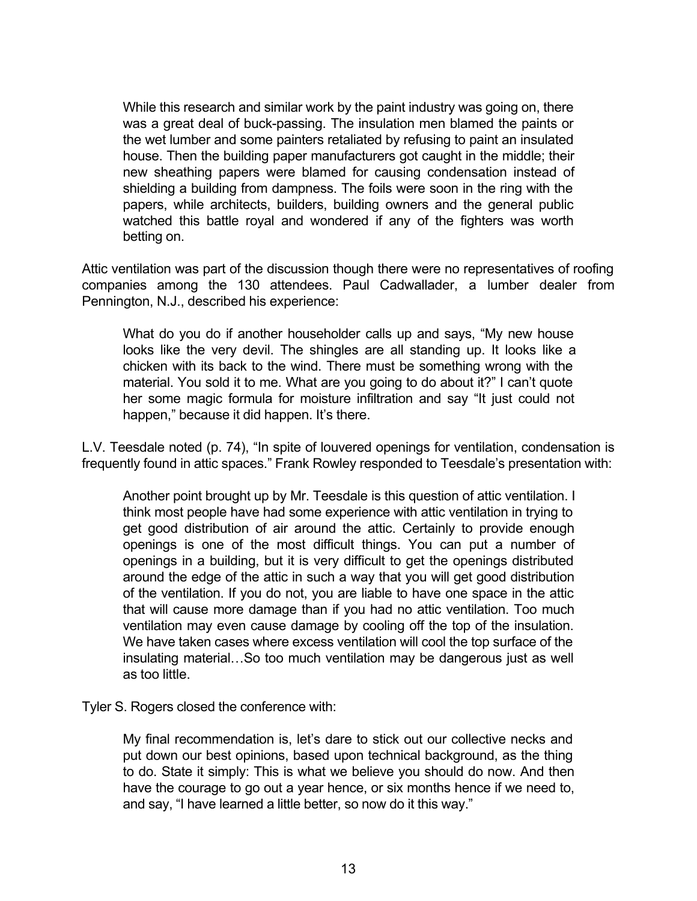> While this research and similar work by the paint industry was going on, there was a great deal of buck-passing. The insulation men blamed the paints or the wet lumber and some painters retaliated by refusing to paint an insulated house. Then the building paper manufacturers got caught in the middle; their new sheathing papers were blamed for causing condensation instead of shielding a building from dampness. The foils were soon in the ring with the papers, while architects, builders, building owners and the general public watched this battle royal and wondered if any of the fighters was worth betting on.

Attic ventilation was part of the discussion though there were no representatives of roofing companies among the 130 attendees. Paul Cadwallader, a lumber dealer from Pennington, N.J., described his experience:

> What do you do if another householder calls up and says, “My new house looks like the very devil. The shingles are all standing up. It looks like a chicken with its back to the wind. There must be something wrong with the material. You sold it to me. What are you going to do about it?” I can’t quote her some magic formula for moisture infiltration and say “It just could not happen,” because it did happen. It’s there.

L.V. Teesdale noted (p. 74), “In spite of louvered openings for ventilation, condensation is frequently found in attic spaces.” Frank Rowley responded to Teesdale’s presentation with:

> Another point brought up by Mr. Teesdale is this question of attic ventilation. I think most people have had some experience with attic ventilation in trying to get good distribution of air around the attic. Certainly to provide enough openings is one of the most difficult things. You can put a number of openings in a building, but it is very difficult to get the openings distributed around the edge of the attic in such a way that you will get good distribution of the ventilation. If you do not, you are liable to have one space in the attic that will cause more damage than if you had no attic ventilation. Too much ventilation may even cause damage by cooling off the top of the insulation. We have taken cases where excess ventilation will cool the top surface of the insulating material…So too much ventilation may be dangerous just as well as too little.

Tyler S. Rogers closed the conference with:

> My final recommendation is, let’s dare to stick out our collective necks and put down our best opinions, based upon technical background, as the thing to do. State it simply: This is what we believe you should do now. And then have the courage to go out a year hence, or six months hence if we need to, and say, “I have learned a little better, so now do it this way.”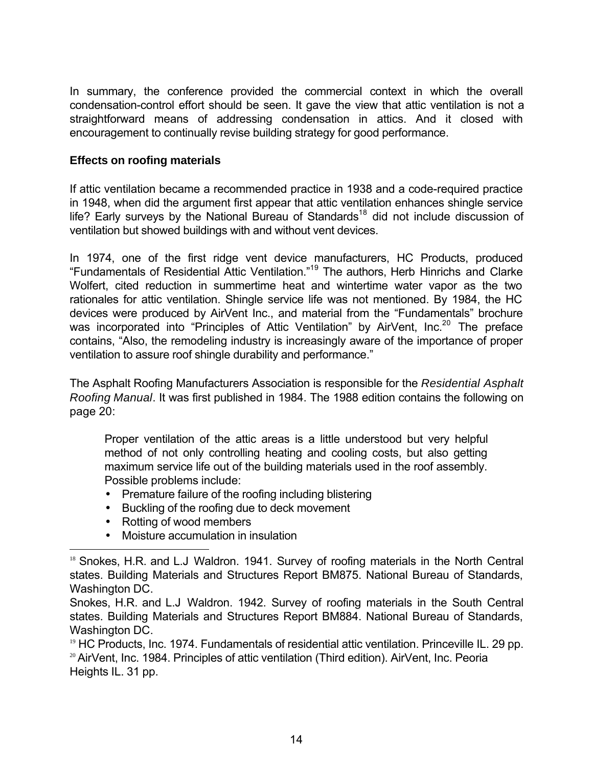In summary, the conference provided the commercial context in which the overall condensation-control effort should be seen. It gave the view that attic ventilation is not a straightforward means of addressing condensation in attics. And it closed with encouragement to continually revise building strategy for good performance.

### Effects on roofing materials

If attic ventilation became a recommended practice in 1938 and a code-required practice in 1948, when did the argument first appear that attic ventilation enhances shingle service life? Early surveys by the National Bureau of Standards[18] did not include discussion of ventilation but showed buildings with and without vent devices.

In 1974, one of the first ridge vent device manufacturers, HC Products, produced "Fundamentals of Residential Attic Ventilation."[19] The authors, Herb Hinrichs and Clarke Wolfert, cited reduction in summertime heat and wintertime water vapor as the two rationales for attic ventilation. Shingle service life was not mentioned. By 1984, the HC devices were produced by AirVent Inc., and material from the "Fundamentals" brochure was incorporated into "Principles of Attic Ventilation" by AirVent, Inc.[20] The preface contains, "Also, the remodeling industry is increasingly aware of the importance of proper ventilation to assure roof shingle durability and performance."

The Asphalt Roofing Manufacturers Association is responsible for the *Residential Asphalt Roofing Manual*. It was first published in 1984. The 1988 edition contains the following on page 20:

> Proper ventilation of the attic areas is a little understood but very helpful method of not only controlling heating and cooling costs, but also getting maximum service life out of the building materials used in the roof assembly. Possible problems include:
>
> - Premature failure of the roofing including blistering
> - Buckling of the roofing due to deck movement
> - Rotting of wood members
> - Moisture accumulation in insulation

---

[18] Snokes, H.R. and L.J Waldron. 1941. Survey of roofing materials in the North Central states. Building Materials and Structures Report BM875. National Bureau of Standards, Washington DC.

Snokes, H.R. and L.J Waldron. 1942. Survey of roofing materials in the South Central states. Building Materials and Structures Report BM884. National Bureau of Standards, Washington DC.

[19] HC Products, Inc. 1974. Fundamentals of residential attic ventilation. Princeville IL. 29 pp.

[20] AirVent, Inc. 1984. Principles of attic ventilation (Third edition). AirVent, Inc. Peoria Heights IL. 31 pp.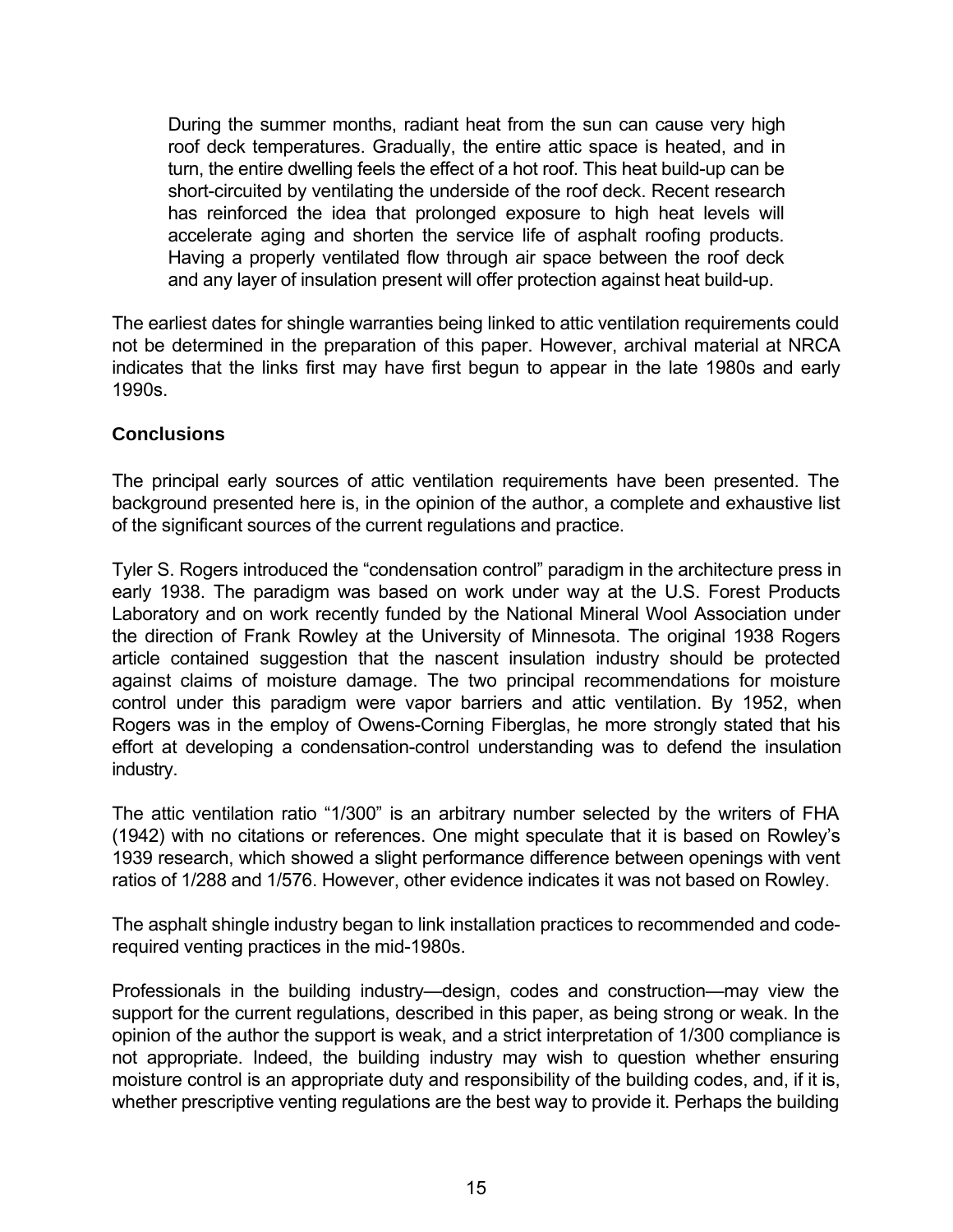> During the summer months, radiant heat from the sun can cause very high roof deck temperatures. Gradually, the entire attic space is heated, and in turn, the entire dwelling feels the effect of a hot roof. This heat build-up can be short-circuited by ventilating the underside of the roof deck. Recent research has reinforced the idea that prolonged exposure to high heat levels will accelerate aging and shorten the service life of asphalt roofing products. Having a properly ventilated flow through air space between the roof deck and any layer of insulation present will offer protection against heat build-up.

The earliest dates for shingle warranties being linked to attic ventilation requirements could not be determined in the preparation of this paper. However, archival material at NRCA indicates that the links first may have first begun to appear in the late 1980s and early 1990s.

### Conclusions

The principal early sources of attic ventilation requirements have been presented. The background presented here is, in the opinion of the author, a complete and exhaustive list of the significant sources of the current regulations and practice.

Tyler S. Rogers introduced the "condensation control" paradigm in the architecture press in early 1938. The paradigm was based on work under way at the U.S. Forest Products Laboratory and on work recently funded by the National Mineral Wool Association under the direction of Frank Rowley at the University of Minnesota. The original 1938 Rogers article contained suggestion that the nascent insulation industry should be protected against claims of moisture damage. The two principal recommendations for moisture control under this paradigm were vapor barriers and attic ventilation. By 1952, when Rogers was in the employ of Owens-Corning Fiberglas, he more strongly stated that his effort at developing a condensation-control understanding was to defend the insulation industry.

The attic ventilation ratio "1/300" is an arbitrary number selected by the writers of FHA (1942) with no citations or references. One might speculate that it is based on Rowley's 1939 research, which showed a slight performance difference between openings with vent ratios of 1/288 and 1/576. However, other evidence indicates it was not based on Rowley.

The asphalt shingle industry began to link installation practices to recommended and code-required venting practices in the mid-1980s.

Professionals in the building industry—design, codes and construction—may view the support for the current regulations, described in this paper, as being strong or weak. In the opinion of the author the support is weak, and a strict interpretation of 1/300 compliance is not appropriate. Indeed, the building industry may wish to question whether ensuring moisture control is an appropriate duty and responsibility of the building codes, and, if it is, whether prescriptive venting regulations are the best way to provide it. Perhaps the building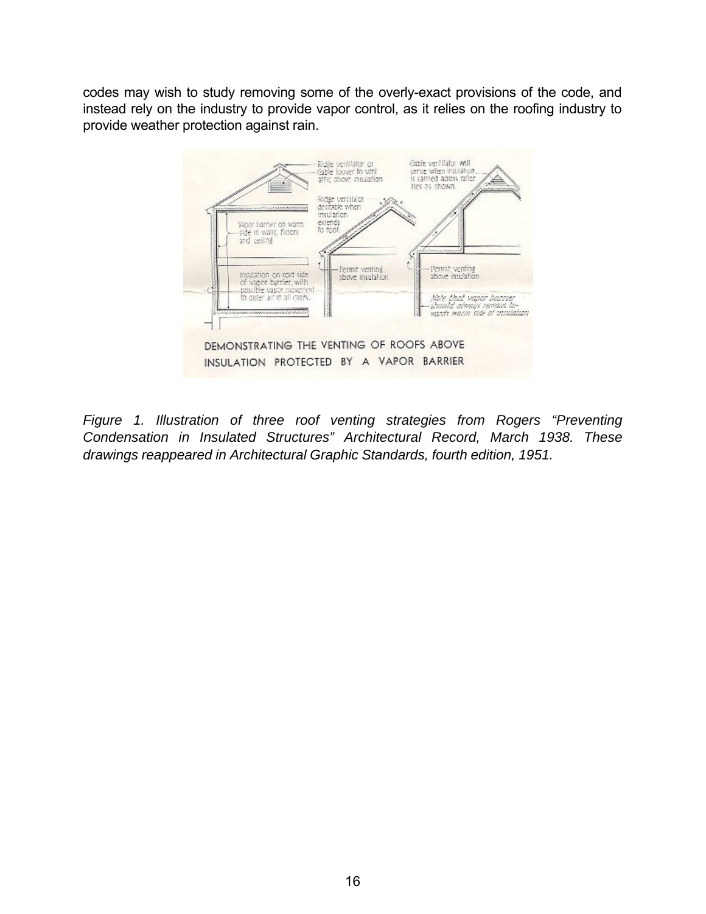codes may wish to study removing some of the overly-exact provisions of the code, and instead rely on the industry to provide vapor control, as it relies on the roofing industry to provide weather protection against rain.

*Figure 1. Illustration of three roof venting strategies from Rogers “Preventing Condensation in Insulated Structures” Architectural Record, March 1938. These drawings reappeared in Architectural Graphic Standards, fourth edition, 1951.*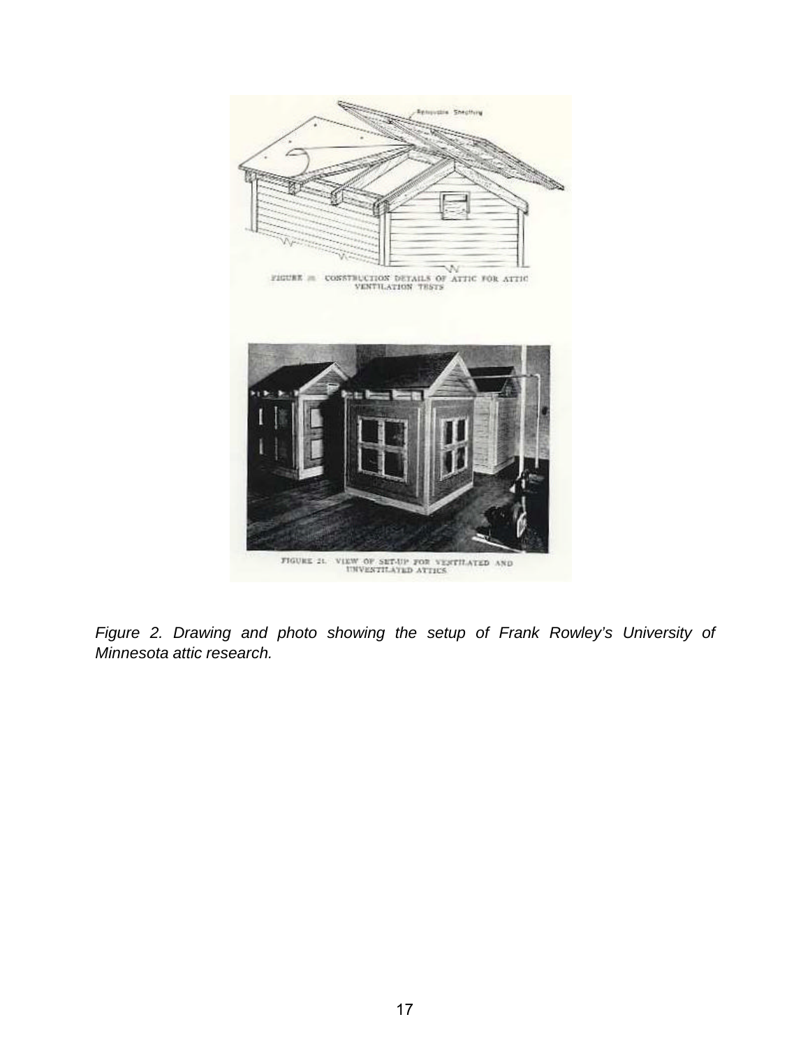FIGURE 20. CONSTRUCTION DETAILS OF ATTIC FOR ATTIC VENTILATION TESTS

FIGURE 21. VIEW OF SET-UP FOR VENTILATED AND UNVENTILATED ATTICS

*Figure 2. Drawing and photo showing the setup of Frank Rowley's University of Minnesota attic research.*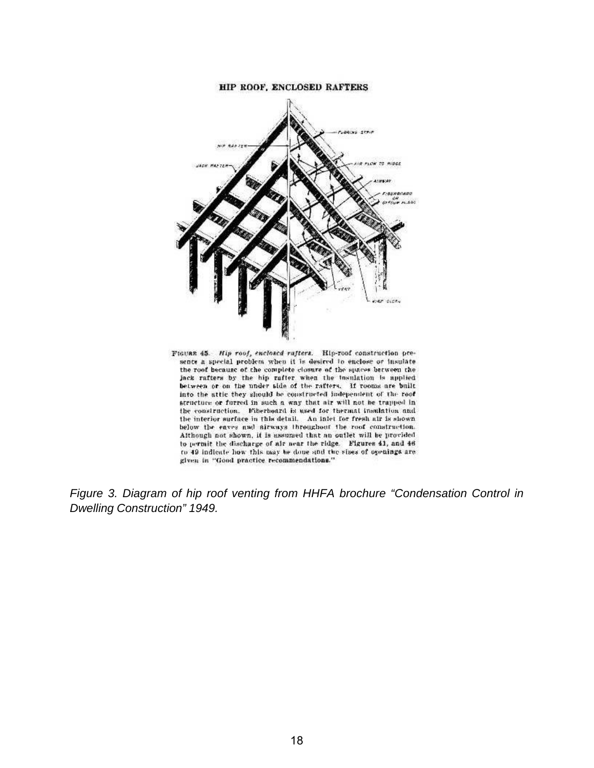HIP ROOF, ENCLOSED RAFTERS

FURRING STRIP

HIP RAFTER

JACK RAFTER

AIR FLOW TO RIDGE

AIRWAY

FIBERBOARD OR GYPSUM PLANK

VENT

WIRE CLOTH

FIGURE 45. *Hip roof, enclosed rafters.* Hip-roof construction presents a special problem when it is desired to enclose or insulate the roof because of the complete closure of the spaces between the jack rafters by the hip rafter when the insulation is applied between or on the under side of the rafters. If rooms are built into the attic they should be constructed independent of the roof structure or furred in such a way that air will not be trapped in the construction. Fiberboard is used for thermal insulation and the interior surface in this detail. An inlet for fresh air is shown below the eaves and airways throughout the roof construction. Although not shown, it is assumed that an outlet will be provided to permit the discharge of air near the ridge. Figures 41, and 46 to 49 indicate how this may be done and the sizes of openings are given in "Good practice recommendations."

*Figure 3. Diagram of hip roof venting from HHFA brochure "Condensation Control in Dwelling Construction" 1949.*